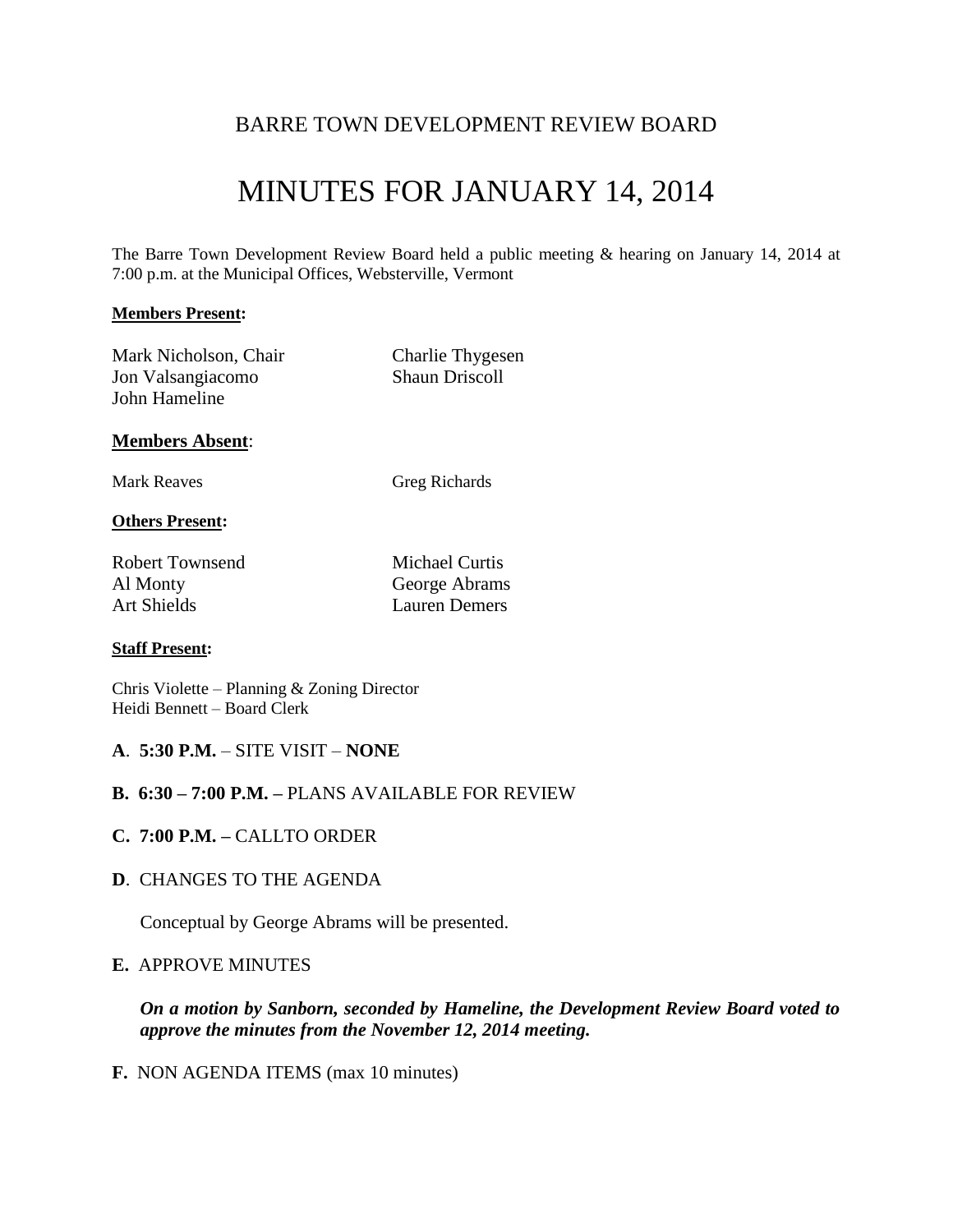BARRE TOWN DEVELOPMENT REVIEW BOARD

# MINUTES FOR JANUARY 14, 2014

The Barre Town Development Review Board held a public meeting & hearing on January 14, 2014 at 7:00 p.m. at the Municipal Offices, Websterville, Vermont

**Members Present:**

Mark Nicholson, Chair
Charlie Thygesen
Jon Valsangiacomo
Shaun Driscoll
John Hameline

**Members Absent**:

Mark Reaves
Greg Richards

**Others Present:**

Robert Townsend
Michael Curtis
Al Monty
George Abrams
Art Shields
Lauren Demers

**Staff Present:**

Chris Violette – Planning & Zoning Director
Heidi Bennett – Board Clerk

**A**. **5:30 P.M.** – SITE VISIT – **NONE**

**B. 6:30 – 7:00 P.M. –** PLANS AVAILABLE FOR REVIEW

**C. 7:00 P.M. –** CALLTO ORDER

**D**. CHANGES TO THE AGENDA

Conceptual by George Abrams will be presented.

**E.** APPROVE MINUTES

***On a motion by Sanborn, seconded by Hameline, the Development Review Board voted to approve the minutes from the November 12, 2014 meeting.***

**F.** NON AGENDA ITEMS (max 10 minutes)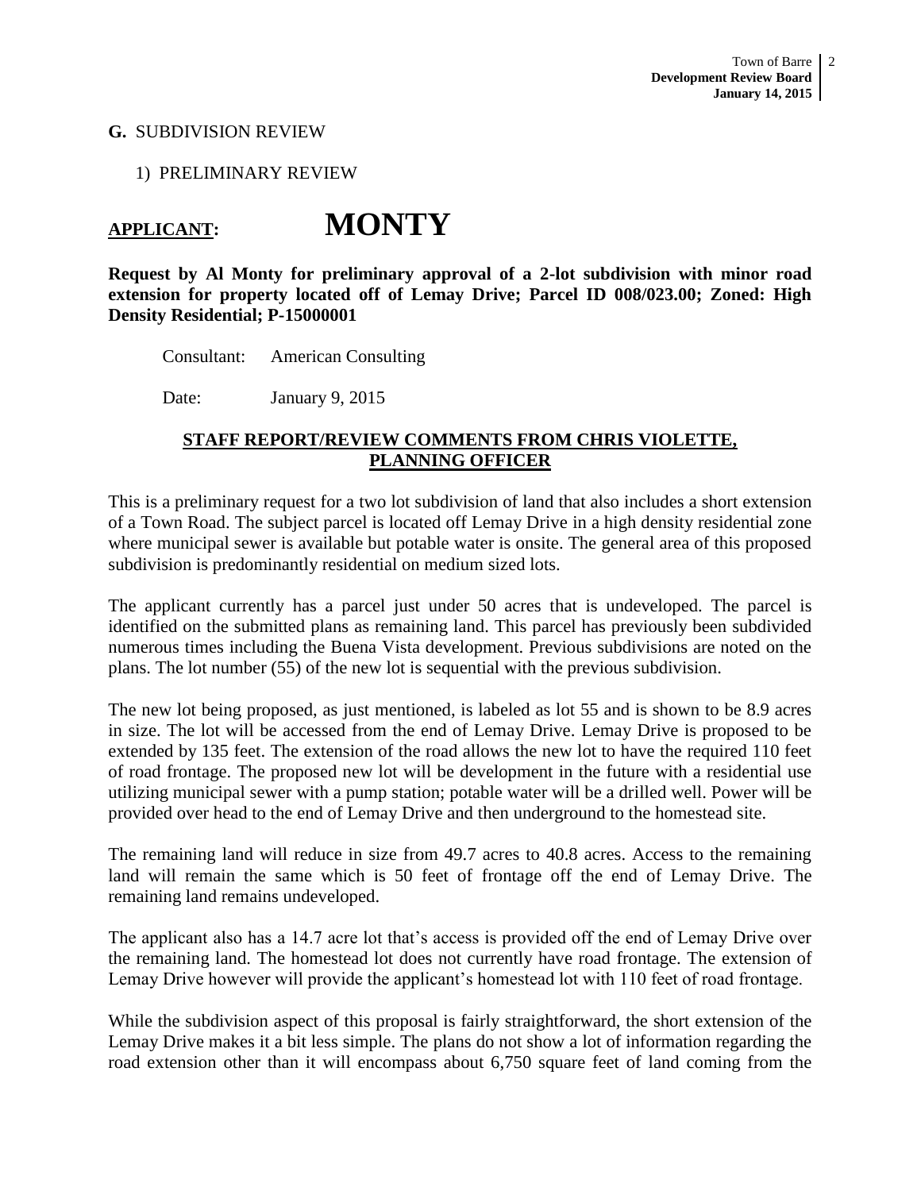**G.** SUBDIVISION REVIEW

1) PRELIMINARY REVIEW

# APPLICANT: MONTY

**Request by Al Monty for preliminary approval of a 2-lot subdivision with minor road extension for property located off of Lemay Drive; Parcel ID 008/023.00; Zoned: High Density Residential; P-15000001**

Consultant: American Consulting

Date: January 9, 2015

**STAFF REPORT/REVIEW COMMENTS FROM CHRIS VIOLETTE, PLANNING OFFICER**

This is a preliminary request for a two lot subdivision of land that also includes a short extension of a Town Road. The subject parcel is located off Lemay Drive in a high density residential zone where municipal sewer is available but potable water is onsite. The general area of this proposed subdivision is predominantly residential on medium sized lots.

The applicant currently has a parcel just under 50 acres that is undeveloped. The parcel is identified on the submitted plans as remaining land. This parcel has previously been subdivided numerous times including the Buena Vista development. Previous subdivisions are noted on the plans. The lot number (55) of the new lot is sequential with the previous subdivision.

The new lot being proposed, as just mentioned, is labeled as lot 55 and is shown to be 8.9 acres in size. The lot will be accessed from the end of Lemay Drive. Lemay Drive is proposed to be extended by 135 feet. The extension of the road allows the new lot to have the required 110 feet of road frontage. The proposed new lot will be development in the future with a residential use utilizing municipal sewer with a pump station; potable water will be a drilled well. Power will be provided over head to the end of Lemay Drive and then underground to the homestead site.

The remaining land will reduce in size from 49.7 acres to 40.8 acres. Access to the remaining land will remain the same which is 50 feet of frontage off the end of Lemay Drive. The remaining land remains undeveloped.

The applicant also has a 14.7 acre lot that's access is provided off the end of Lemay Drive over the remaining land. The homestead lot does not currently have road frontage. The extension of Lemay Drive however will provide the applicant's homestead lot with 110 feet of road frontage.

While the subdivision aspect of this proposal is fairly straightforward, the short extension of the Lemay Drive makes it a bit less simple. The plans do not show a lot of information regarding the road extension other than it will encompass about 6,750 square feet of land coming from the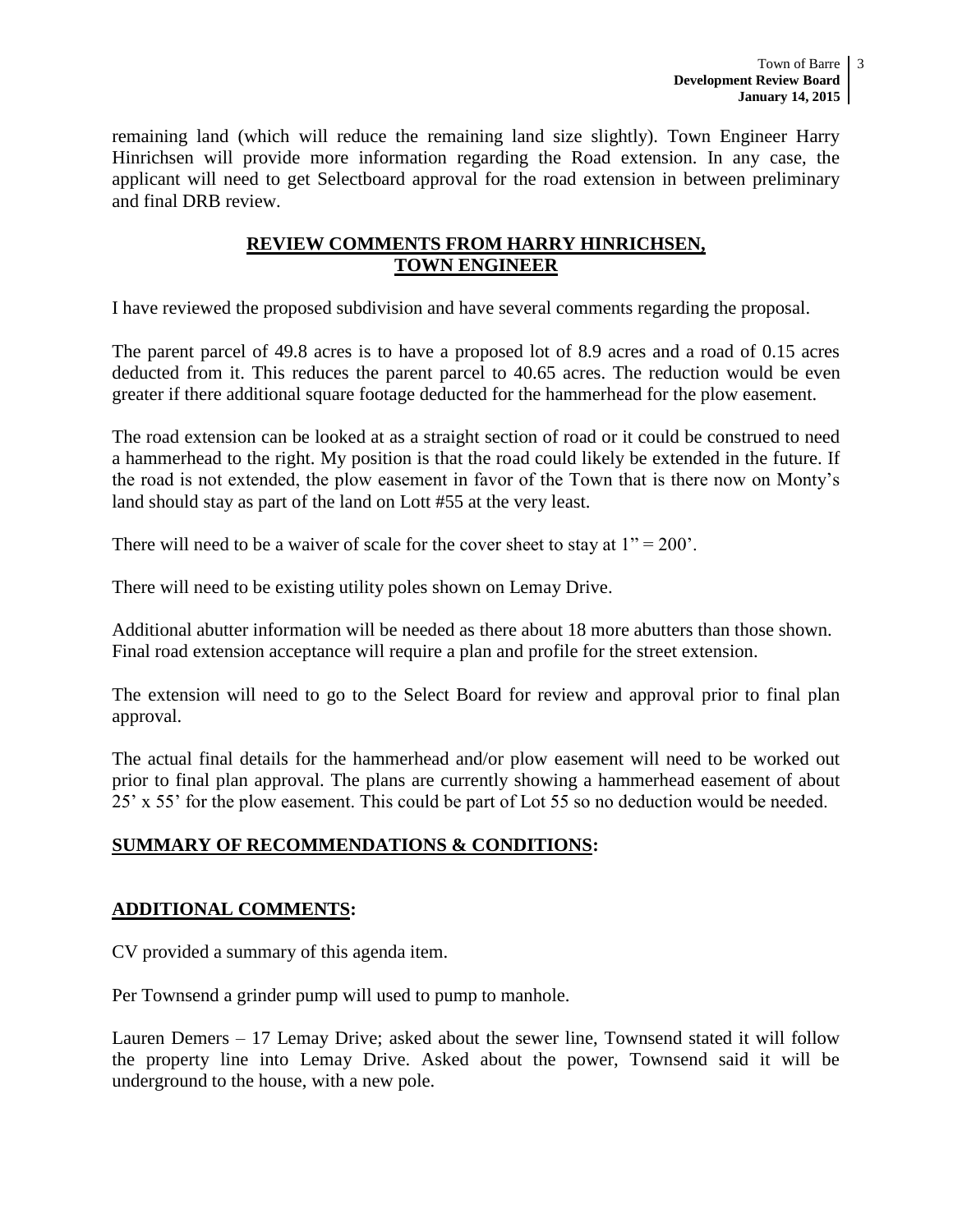remaining land (which will reduce the remaining land size slightly). Town Engineer Harry Hinrichsen will provide more information regarding the Road extension. In any case, the applicant will need to get Selectboard approval for the road extension in between preliminary and final DRB review.

## REVIEW COMMENTS FROM HARRY HINRICHSEN, TOWN ENGINEER

I have reviewed the proposed subdivision and have several comments regarding the proposal.

The parent parcel of 49.8 acres is to have a proposed lot of 8.9 acres and a road of 0.15 acres deducted from it. This reduces the parent parcel to 40.65 acres. The reduction would be even greater if there additional square footage deducted for the hammerhead for the plow easement.

The road extension can be looked at as a straight section of road or it could be construed to need a hammerhead to the right. My position is that the road could likely be extended in the future. If the road is not extended, the plow easement in favor of the Town that is there now on Monty's land should stay as part of the land on Lott #55 at the very least.

There will need to be a waiver of scale for the cover sheet to stay at 1" = 200'.

There will need to be existing utility poles shown on Lemay Drive.

Additional abutter information will be needed as there about 18 more abutters than those shown. Final road extension acceptance will require a plan and profile for the street extension.

The extension will need to go to the Select Board for review and approval prior to final plan approval.

The actual final details for the hammerhead and/or plow easement will need to be worked out prior to final plan approval. The plans are currently showing a hammerhead easement of about 25' x 55' for the plow easement. This could be part of Lot 55 so no deduction would be needed.

## SUMMARY OF RECOMMENDATIONS & CONDITIONS:

## ADDITIONAL COMMENTS:

CV provided a summary of this agenda item.

Per Townsend a grinder pump will used to pump to manhole.

Lauren Demers – 17 Lemay Drive; asked about the sewer line, Townsend stated it will follow the property line into Lemay Drive. Asked about the power, Townsend said it will be underground to the house, with a new pole.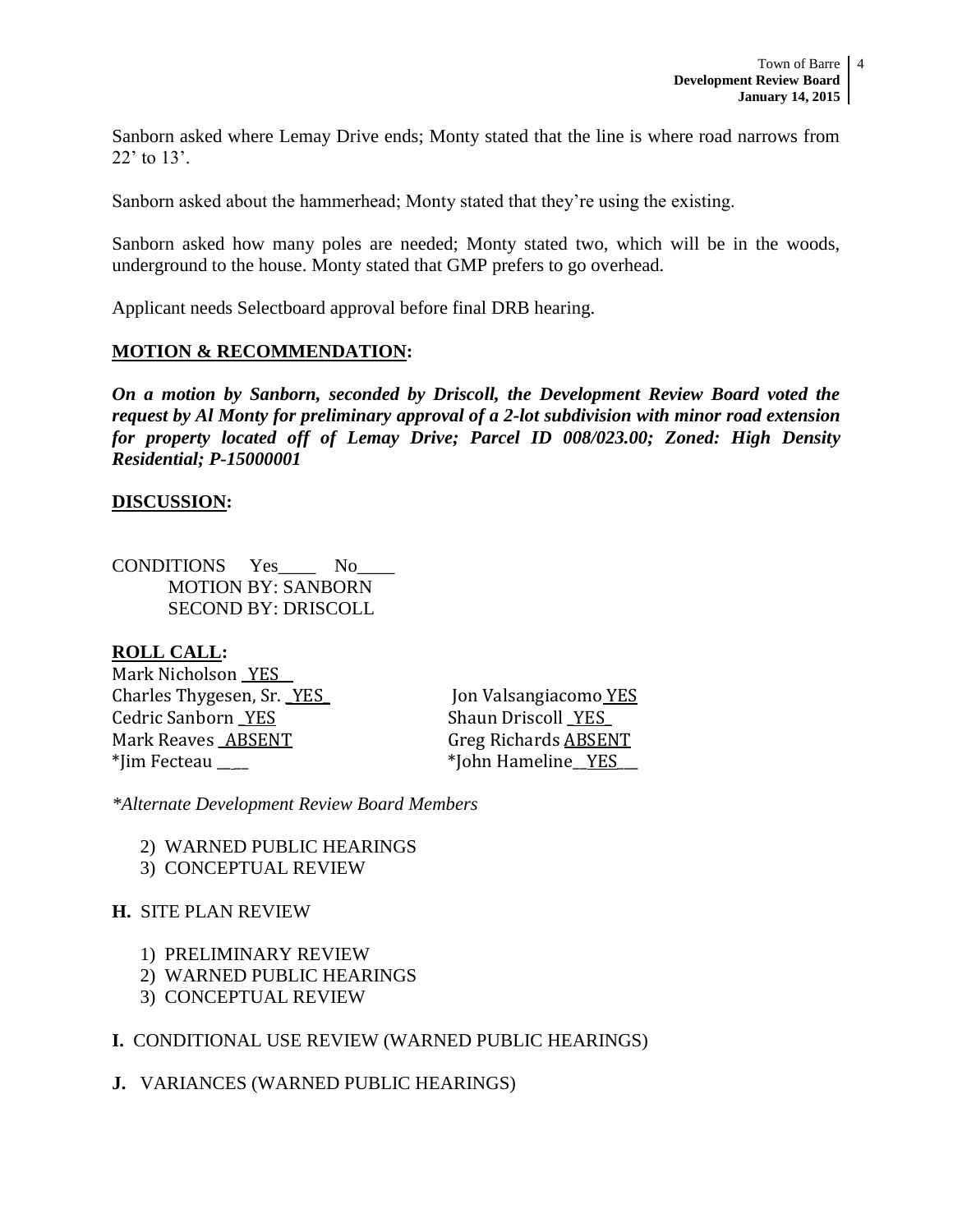Sanborn asked where Lemay Drive ends; Monty stated that the line is where road narrows from 22' to 13'.

Sanborn asked about the hammerhead; Monty stated that they're using the existing.

Sanborn asked how many poles are needed; Monty stated two, which will be in the woods, underground to the house. Monty stated that GMP prefers to go overhead.

Applicant needs Selectboard approval before final DRB hearing.

**MOTION & RECOMMENDATION:**

***On a motion by Sanborn, seconded by Driscoll, the Development Review Board voted the request by Al Monty for preliminary approval of a 2-lot subdivision with minor road extension for property located off of Lemay Drive; Parcel ID 008/023.00; Zoned: High Density Residential; P-15000001***

**DISCUSSION:**

CONDITIONS Yes____ No____
MOTION BY: SANBORN
SECOND BY: DRISCOLL

**ROLL CALL:**

Mark Nicholson _YES_
Charles Thygesen, Sr. _YES_
Jon Valsangiacomo YES
Cedric Sanborn _YES
Shaun Driscoll _YES_
Mark Reaves _ABSENT
Greg Richards ABSENT
*Jim Fecteau ___
*John Hameline__YES__

*Alternate Development Review Board Members*

2) WARNED PUBLIC HEARINGS
3) CONCEPTUAL REVIEW

**H.** SITE PLAN REVIEW

1) PRELIMINARY REVIEW
2) WARNED PUBLIC HEARINGS
3) CONCEPTUAL REVIEW

**I.** CONDITIONAL USE REVIEW (WARNED PUBLIC HEARINGS)

**J.** VARIANCES (WARNED PUBLIC HEARINGS)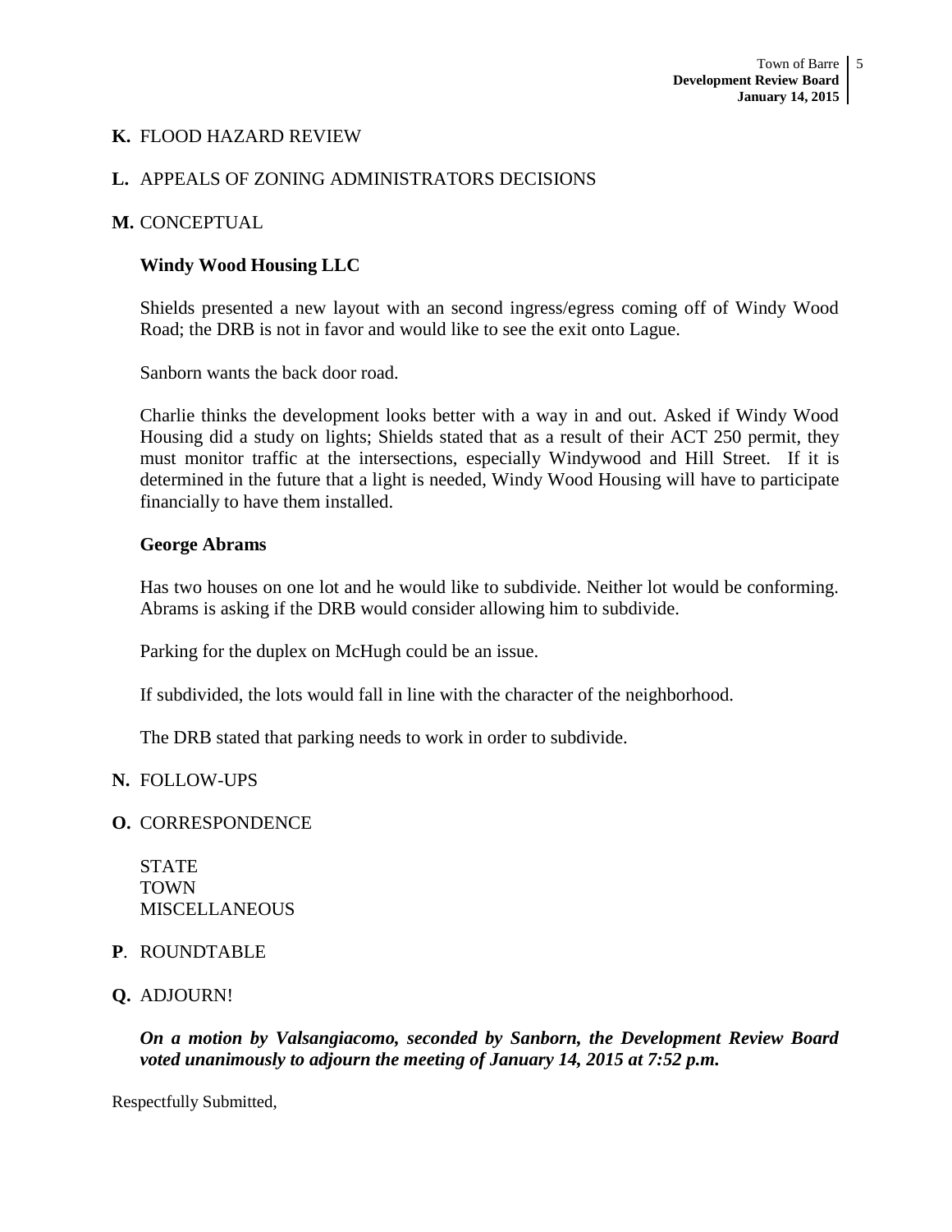**K.** FLOOD HAZARD REVIEW

**L.** APPEALS OF ZONING ADMINISTRATORS DECISIONS

**M.** CONCEPTUAL

**Windy Wood Housing LLC**

Shields presented a new layout with an second ingress/egress coming off of Windy Wood Road; the DRB is not in favor and would like to see the exit onto Lague.

Sanborn wants the back door road.

Charlie thinks the development looks better with a way in and out. Asked if Windy Wood Housing did a study on lights; Shields stated that as a result of their ACT 250 permit, they must monitor traffic at the intersections, especially Windywood and Hill Street. If it is determined in the future that a light is needed, Windy Wood Housing will have to participate financially to have them installed.

**George Abrams**

Has two houses on one lot and he would like to subdivide. Neither lot would be conforming. Abrams is asking if the DRB would consider allowing him to subdivide.

Parking for the duplex on McHugh could be an issue.

If subdivided, the lots would fall in line with the character of the neighborhood.

The DRB stated that parking needs to work in order to subdivide.

**N.** FOLLOW-UPS

**O.** CORRESPONDENCE

STATE
TOWN
MISCELLANEOUS

**P**. ROUNDTABLE

**Q.** ADJOURN!

***On a motion by Valsangiacomo, seconded by Sanborn, the Development Review Board voted unanimously to adjourn the meeting of January 14, 2015 at 7:52 p.m.***

Respectfully Submitted,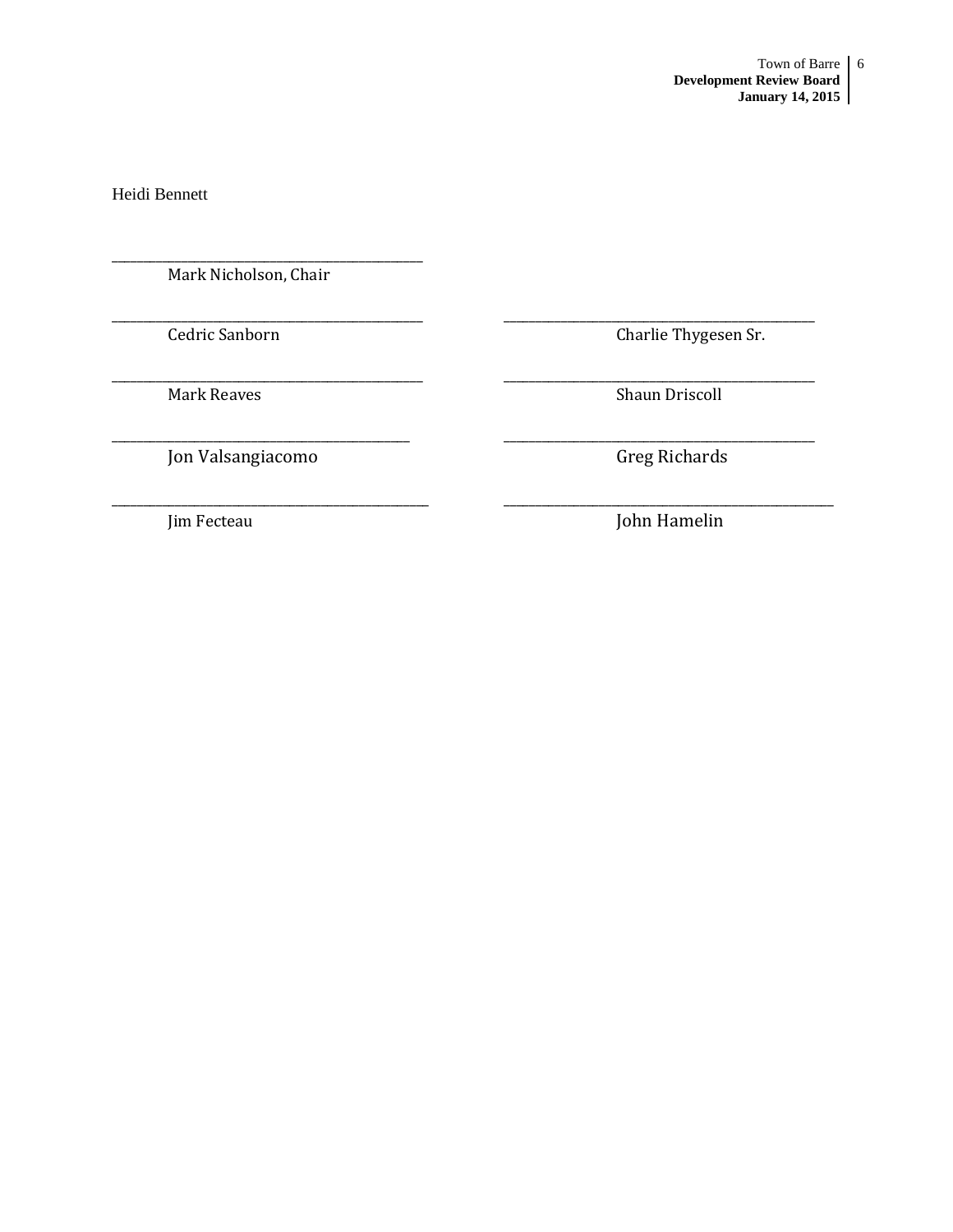Heidi Bennett

\_\_\_\_\_\_\_\_\_\_\_\_\_\_\_\_\_\_\_\_\_\_\_\_\_\_\_\_\_\_\_\_\_\_\_\_\_\_\_\_
Mark Nicholson, Chair

| | |
|---|---|
| \_\_\_\_\_\_\_\_\_\_\_\_\_\_\_\_\_\_\_\_\_\_\_\_\_\_\_\_\_\_\_\_\_\_\_\_\_\_\_\_ Cedric Sanborn | \_\_\_\_\_\_\_\_\_\_\_\_\_\_\_\_\_\_\_\_\_\_\_\_\_\_\_\_\_\_\_\_\_\_\_\_\_\_\_\_ Charlie Thygesen Sr. |
| \_\_\_\_\_\_\_\_\_\_\_\_\_\_\_\_\_\_\_\_\_\_\_\_\_\_\_\_\_\_\_\_\_\_\_\_\_\_\_\_ Mark Reaves | \_\_\_\_\_\_\_\_\_\_\_\_\_\_\_\_\_\_\_\_\_\_\_\_\_\_\_\_\_\_\_\_\_\_\_\_\_\_\_\_ Shaun Driscoll |
| \_\_\_\_\_\_\_\_\_\_\_\_\_\_\_\_\_\_\_\_\_\_\_\_\_\_\_\_\_\_\_\_\_\_\_\_\_\_\_\_ Jon Valsangiacomo | \_\_\_\_\_\_\_\_\_\_\_\_\_\_\_\_\_\_\_\_\_\_\_\_\_\_\_\_\_\_\_\_\_\_\_\_\_\_\_\_ Greg Richards |
| \_\_\_\_\_\_\_\_\_\_\_\_\_\_\_\_\_\_\_\_\_\_\_\_\_\_\_\_\_\_\_\_\_\_\_\_\_\_\_\_ Jim Fecteau | \_\_\_\_\_\_\_\_\_\_\_\_\_\_\_\_\_\_\_\_\_\_\_\_\_\_\_\_\_\_\_\_\_\_\_\_\_\_\_\_ John Hamelin |